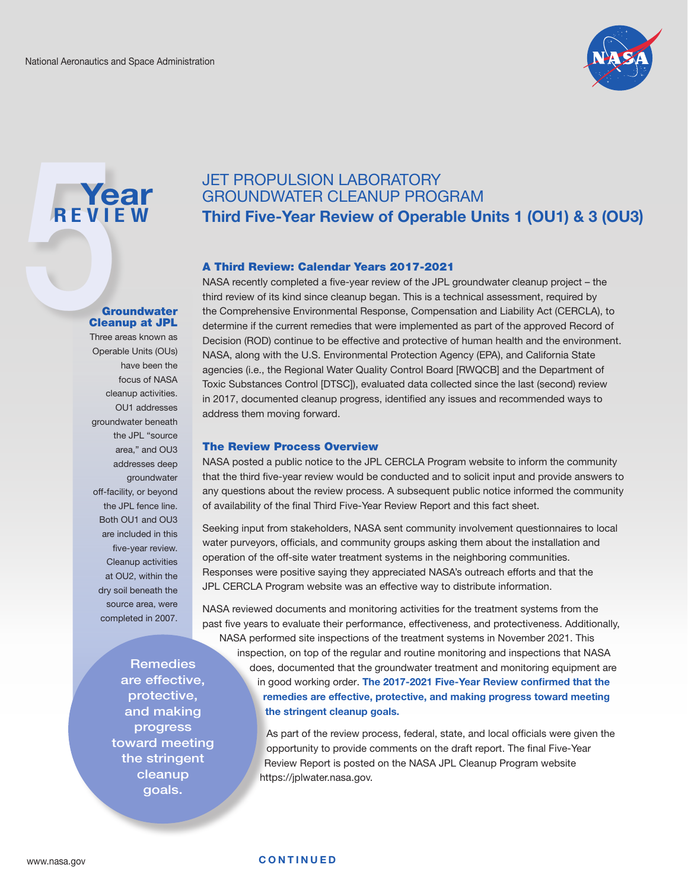National Aeronautics and Space Administration

5 Year REVIEW

# JET PROPULSION LABORATORY GROUNDWATER CLEANUP PROGRAM

## Third Five-Year Review of Operable Units 1 (OU1) & 3 (OU3)

### Groundwater Cleanup at JPL

Three areas known as Operable Units (OUs) have been the focus of NASA cleanup activities. OU1 addresses groundwater beneath the JPL "source area," and OU3 addresses deep groundwater off-facility, or beyond the JPL fence line. Both OU1 and OU3 are included in this five-year review. Cleanup activities at OU2, within the dry soil beneath the source area, were completed in 2007.

### A Third Review: Calendar Years 2017-2021

NASA recently completed a five-year review of the JPL groundwater cleanup project – the third review of its kind since cleanup began. This is a technical assessment, required by the Comprehensive Environmental Response, Compensation and Liability Act (CERCLA), to determine if the current remedies that were implemented as part of the approved Record of Decision (ROD) continue to be effective and protective of human health and the environment. NASA, along with the U.S. Environmental Protection Agency (EPA), and California State agencies (i.e., the Regional Water Quality Control Board [RWQCB] and the Department of Toxic Substances Control [DTSC]), evaluated data collected since the last (second) review in 2017, documented cleanup progress, identified any issues and recommended ways to address them moving forward.

### The Review Process Overview

NASA posted a public notice to the JPL CERCLA Program website to inform the community that the third five-year review would be conducted and to solicit input and provide answers to any questions about the review process. A subsequent public notice informed the community of availability of the final Third Five-Year Review Report and this fact sheet.

Seeking input from stakeholders, NASA sent community involvement questionnaires to local water purveyors, officials, and community groups asking them about the installation and operation of the off-site water treatment systems in the neighboring communities. Responses were positive saying they appreciated NASA's outreach efforts and that the JPL CERCLA Program website was an effective way to distribute information.

NASA reviewed documents and monitoring activities for the treatment systems from the past five years to evaluate their performance, effectiveness, and protectiveness. Additionally, NASA performed site inspections of the treatment systems in November 2021. This inspection, on top of the regular and routine monitoring and inspections that NASA does, documented that the groundwater treatment and monitoring equipment are in good working order. **The 2017-2021 Five-Year Review confirmed that the remedies are effective, protective, and making progress toward meeting the stringent cleanup goals.**

Remedies are effective, protective, and making progress toward meeting the stringent cleanup goals.

As part of the review process, federal, state, and local officials were given the opportunity to provide comments on the draft report. The final Five-Year Review Report is posted on the NASA JPL Cleanup Program website https://jplwater.nasa.gov.

CONTINUED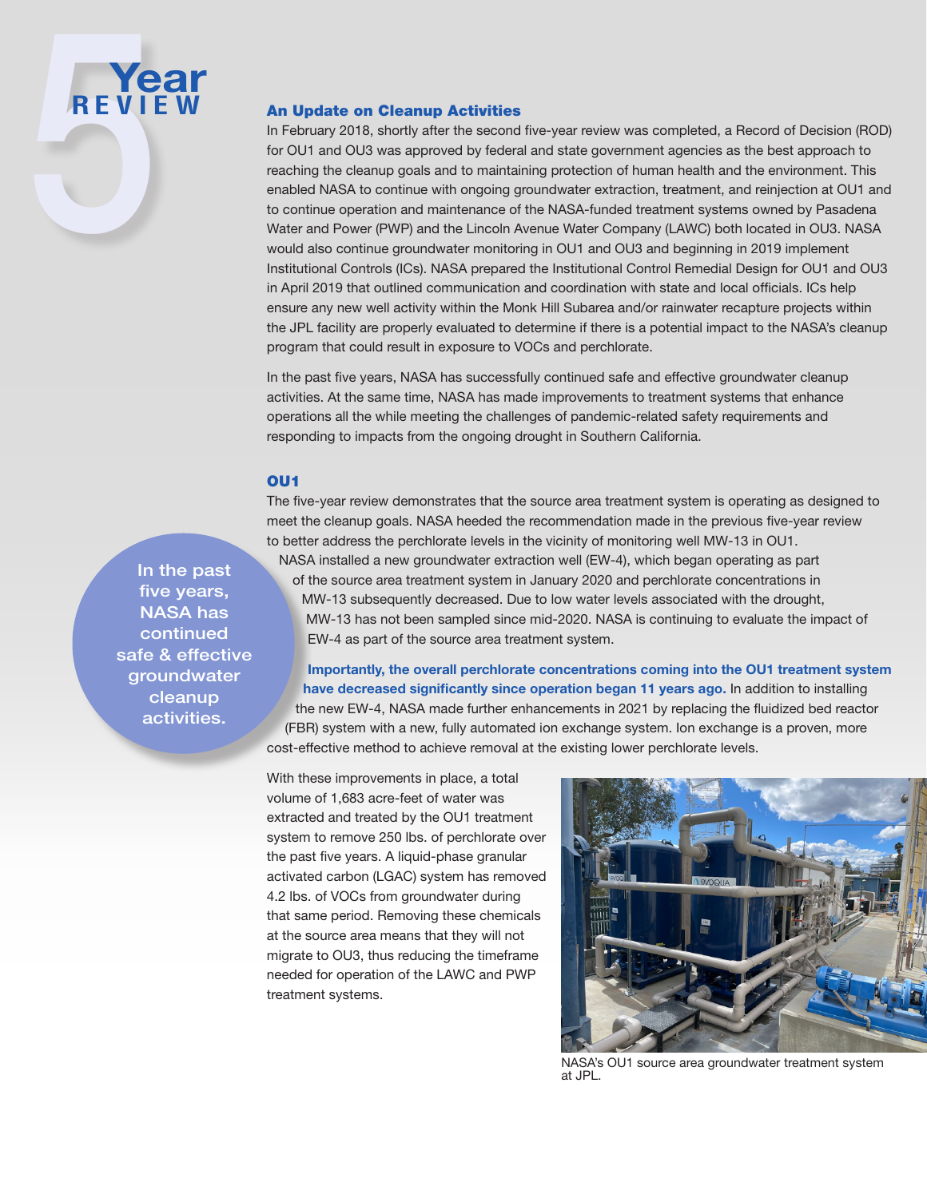## An Update on Cleanup Activities

In February 2018, shortly after the second five-year review was completed, a Record of Decision (ROD) for OU1 and OU3 was approved by federal and state government agencies as the best approach to reaching the cleanup goals and to maintaining protection of human health and the environment. This enabled NASA to continue with ongoing groundwater extraction, treatment, and reinjection at OU1 and to continue operation and maintenance of the NASA-funded treatment systems owned by Pasadena Water and Power (PWP) and the Lincoln Avenue Water Company (LAWC) both located in OU3. NASA would also continue groundwater monitoring in OU1 and OU3 and beginning in 2019 implement Institutional Controls (ICs). NASA prepared the Institutional Control Remedial Design for OU1 and OU3 in April 2019 that outlined communication and coordination with state and local officials. ICs help ensure any new well activity within the Monk Hill Subarea and/or rainwater recapture projects within the JPL facility are properly evaluated to determine if there is a potential impact to the NASA's cleanup program that could result in exposure to VOCs and perchlorate.

In the past five years, NASA has successfully continued safe and effective groundwater cleanup activities. At the same time, NASA has made improvements to treatment systems that enhance operations all the while meeting the challenges of pandemic-related safety requirements and responding to impacts from the ongoing drought in Southern California.

## OU1

The five-year review demonstrates that the source area treatment system is operating as designed to meet the cleanup goals. NASA heeded the recommendation made in the previous five-year review to better address the perchlorate levels in the vicinity of monitoring well MW-13 in OU1. NASA installed a new groundwater extraction well (EW-4), which began operating as part of the source area treatment system in January 2020 and perchlorate concentrations in MW-13 subsequently decreased. Due to low water levels associated with the drought, MW-13 has not been sampled since mid-2020. NASA is continuing to evaluate the impact of EW-4 as part of the source area treatment system.

In the past five years, NASA has continued safe & effective groundwater cleanup activities.

**Importantly, the overall perchlorate concentrations coming into the OU1 treatment system have decreased significantly since operation began 11 years ago.** In addition to installing the new EW-4, NASA made further enhancements in 2021 by replacing the fluidized bed reactor (FBR) system with a new, fully automated ion exchange system. Ion exchange is a proven, more cost-effective method to achieve removal at the existing lower perchlorate levels.

With these improvements in place, a total volume of 1,683 acre-feet of water was extracted and treated by the OU1 treatment system to remove 250 lbs. of perchlorate over the past five years. A liquid-phase granular activated carbon (LGAC) system has removed 4.2 lbs. of VOCs from groundwater during that same period. Removing these chemicals at the source area means that they will not migrate to OU3, thus reducing the timeframe needed for operation of the LAWC and PWP treatment systems.

NASA's OU1 source area groundwater treatment system at JPL.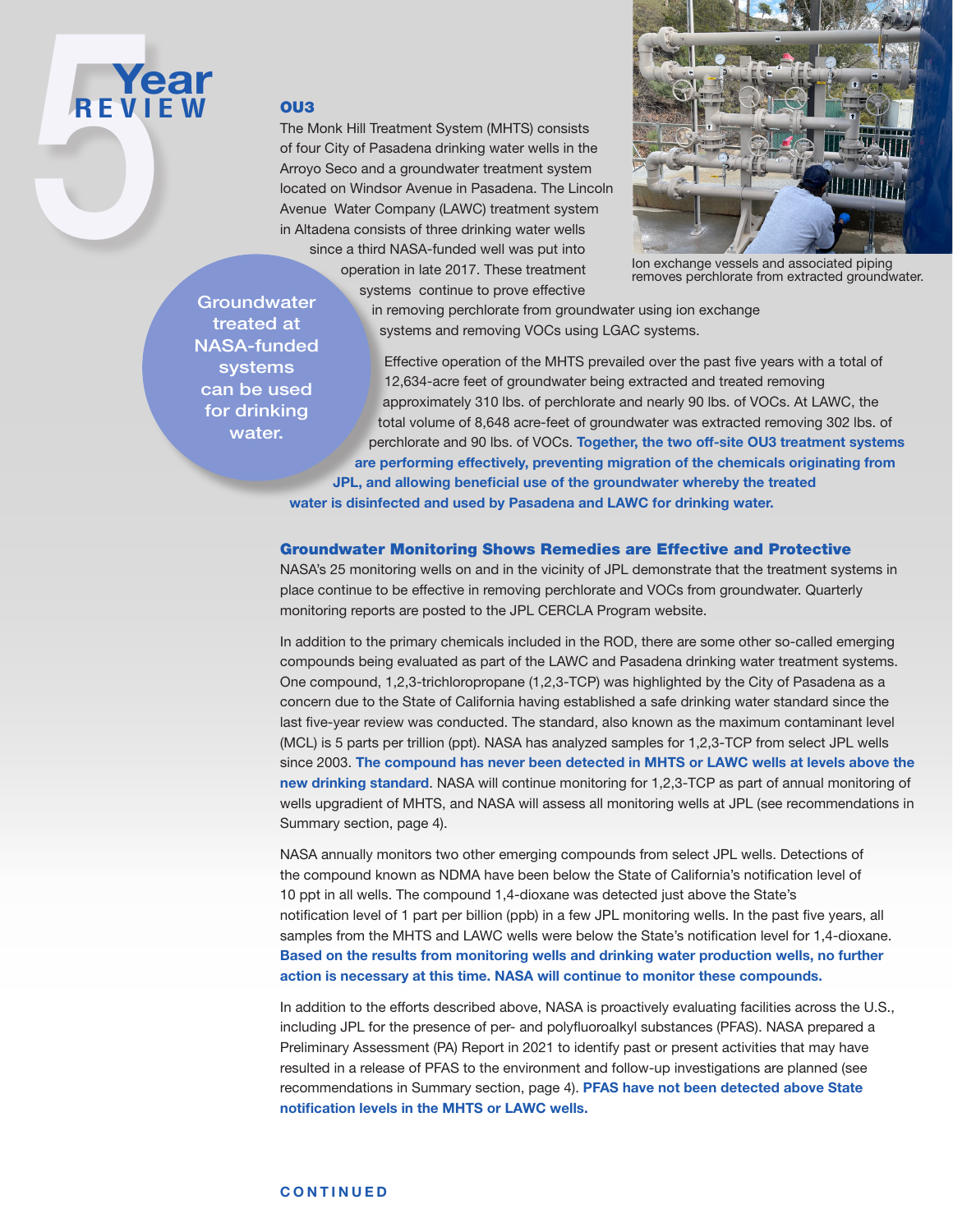## OU3

The Monk Hill Treatment System (MHTS) consists of four City of Pasadena drinking water wells in the Arroyo Seco and a groundwater treatment system located on Windsor Avenue in Pasadena. The Lincoln Avenue Water Company (LAWC) treatment system in Altadena consists of three drinking water wells since a third NASA-funded well was put into operation in late 2017. These treatment systems continue to prove effective in removing perchlorate from groundwater using ion exchange systems and removing VOCs using LGAC systems.

Ion exchange vessels and associated piping removes perchlorate from extracted groundwater.

Groundwater treated at NASA-funded systems can be used for drinking water.

Effective operation of the MHTS prevailed over the past five years with a total of 12,634-acre feet of groundwater being extracted and treated removing approximately 310 lbs. of perchlorate and nearly 90 lbs. of VOCs. At LAWC, the total volume of 8,648 acre-feet of groundwater was extracted removing 302 lbs. of perchlorate and 90 lbs. of VOCs. **Together, the two off-site OU3 treatment systems are performing effectively, preventing migration of the chemicals originating from JPL, and allowing beneficial use of the groundwater whereby the treated water is disinfected and used by Pasadena and LAWC for drinking water.**

## Groundwater Monitoring Shows Remedies are Effective and Protective

NASA's 25 monitoring wells on and in the vicinity of JPL demonstrate that the treatment systems in place continue to be effective in removing perchlorate and VOCs from groundwater. Quarterly monitoring reports are posted to the JPL CERCLA Program website.

In addition to the primary chemicals included in the ROD, there are some other so-called emerging compounds being evaluated as part of the LAWC and Pasadena drinking water treatment systems. One compound, 1,2,3-trichloropropane (1,2,3-TCP) was highlighted by the City of Pasadena as a concern due to the State of California having established a safe drinking water standard since the last five-year review was conducted. The standard, also known as the maximum contaminant level (MCL) is 5 parts per trillion (ppt). NASA has analyzed samples for 1,2,3-TCP from select JPL wells since 2003. **The compound has never been detected in MHTS or LAWC wells at levels above the new drinking standard**. NASA will continue monitoring for 1,2,3-TCP as part of annual monitoring of wells upgradient of MHTS, and NASA will assess all monitoring wells at JPL (see recommendations in Summary section, page 4).

NASA annually monitors two other emerging compounds from select JPL wells. Detections of the compound known as NDMA have been below the State of California's notification level of 10 ppt in all wells. The compound 1,4-dioxane was detected just above the State's notification level of 1 part per billion (ppb) in a few JPL monitoring wells. In the past five years, all samples from the MHTS and LAWC wells were below the State's notification level for 1,4-dioxane. **Based on the results from monitoring wells and drinking water production wells, no further action is necessary at this time. NASA will continue to monitor these compounds.**

In addition to the efforts described above, NASA is proactively evaluating facilities across the U.S., including JPL for the presence of per- and polyfluoroalkyl substances (PFAS). NASA prepared a Preliminary Assessment (PA) Report in 2021 to identify past or present activities that may have resulted in a release of PFAS to the environment and follow-up investigations are planned (see recommendations in Summary section, page 4). **PFAS have not been detected above State notification levels in the MHTS or LAWC wells.**

CONTINUED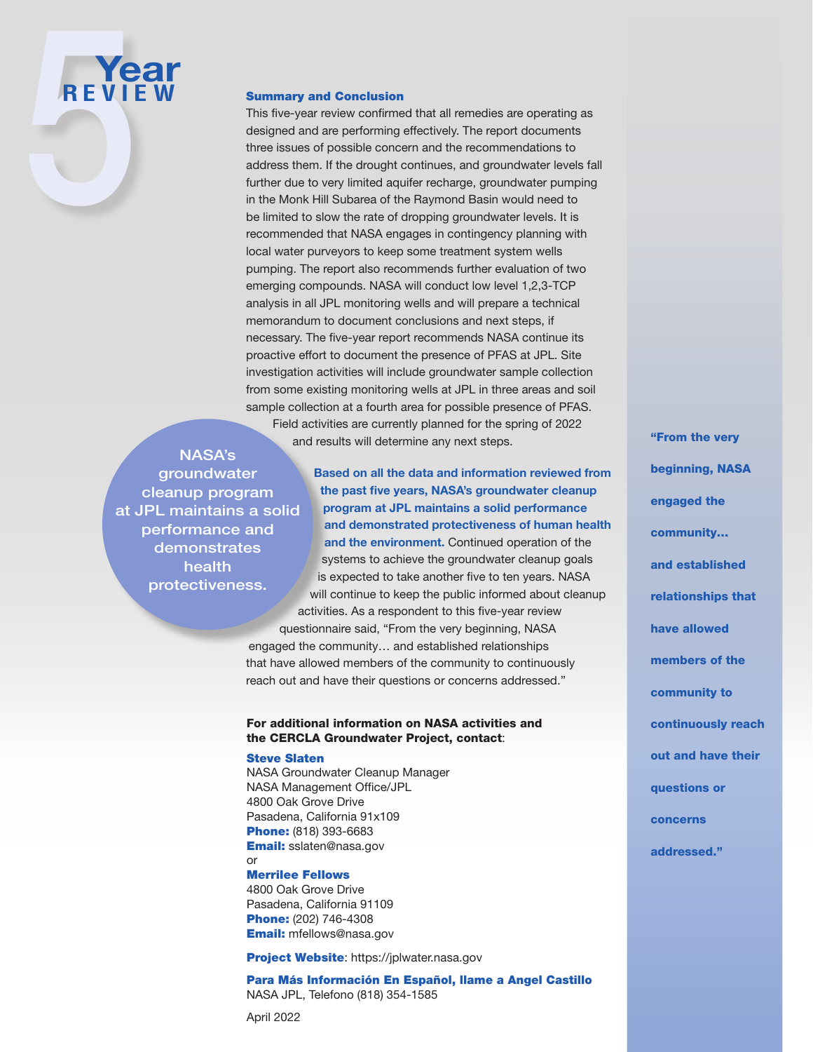# 5 Year REVIEW

### Summary and Conclusion

This five-year review confirmed that all remedies are operating as designed and are performing effectively. The report documents three issues of possible concern and the recommendations to address them. If the drought continues, and groundwater levels fall further due to very limited aquifer recharge, groundwater pumping in the Monk Hill Subarea of the Raymond Basin would need to be limited to slow the rate of dropping groundwater levels. It is recommended that NASA engages in contingency planning with local water purveyors to keep some treatment system wells pumping. The report also recommends further evaluation of two emerging compounds. NASA will conduct low level 1,2,3-TCP analysis in all JPL monitoring wells and will prepare a technical memorandum to document conclusions and next steps, if necessary. The five-year report recommends NASA continue its proactive effort to document the presence of PFAS at JPL. Site investigation activities will include groundwater sample collection from some existing monitoring wells at JPL in three areas and soil sample collection at a fourth area for possible presence of PFAS. Field activities are currently planned for the spring of 2022 and results will determine any next steps.

> NASA's groundwater cleanup program at JPL maintains a solid performance and demonstrates health protectiveness.

**Based on all the data and information reviewed from the past five years, NASA's groundwater cleanup program at JPL maintains a solid performance and demonstrated protectiveness of human health and the environment.** Continued operation of the systems to achieve the groundwater cleanup goals is expected to take another five to ten years. NASA will continue to keep the public informed about cleanup activities. As a respondent to this five-year review questionnaire said, "From the very beginning, NASA engaged the community… and established relationships that have allowed members of the community to continuously reach out and have their questions or concerns addressed."

> **"From the very beginning, NASA engaged the community… and established relationships that have allowed members of the community to continuously reach out and have their questions or concerns addressed."**

**For additional information on NASA activities and the CERCLA Groundwater Project, contact**:

**Steve Slaten**
NASA Groundwater Cleanup Manager
NASA Management Office/JPL
4800 Oak Grove Drive
Pasadena, California 91x109
**Phone:** (818) 393-6683
**Email:** sslaten@nasa.gov

or

**Merrilee Fellows**
4800 Oak Grove Drive
Pasadena, California 91109
**Phone:** (202) 746-4308
**Email:** mfellows@nasa.gov

**Project Website**: https://jplwater.nasa.gov

**Para Más Información En Español, llame a Angel Castillo**
NASA JPL, Telefono (818) 354-1585

April 2022